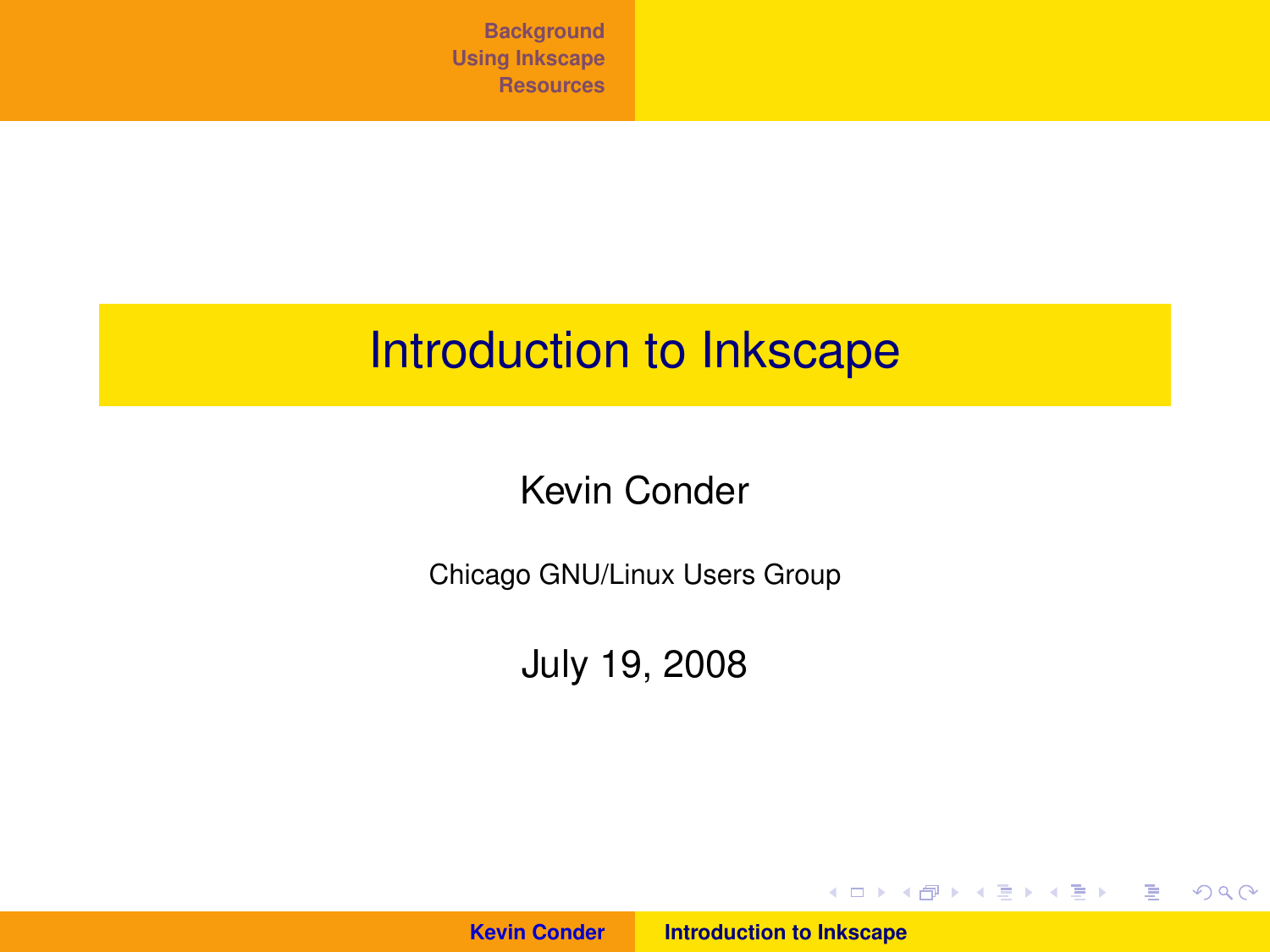# Introduction to Inkscape

Kevin Conder

Chicago GNU/Linux Users Group

July 19, 2008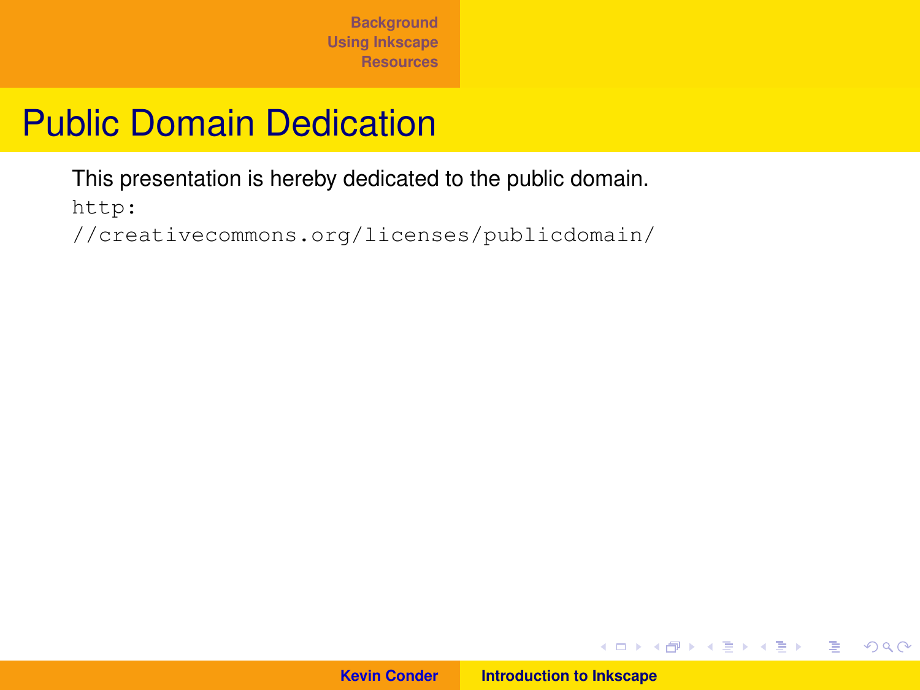# Public Domain Dedication

This presentation is hereby dedicated to the public domain.

`http://creativecommons.org/licenses/publicdomain/`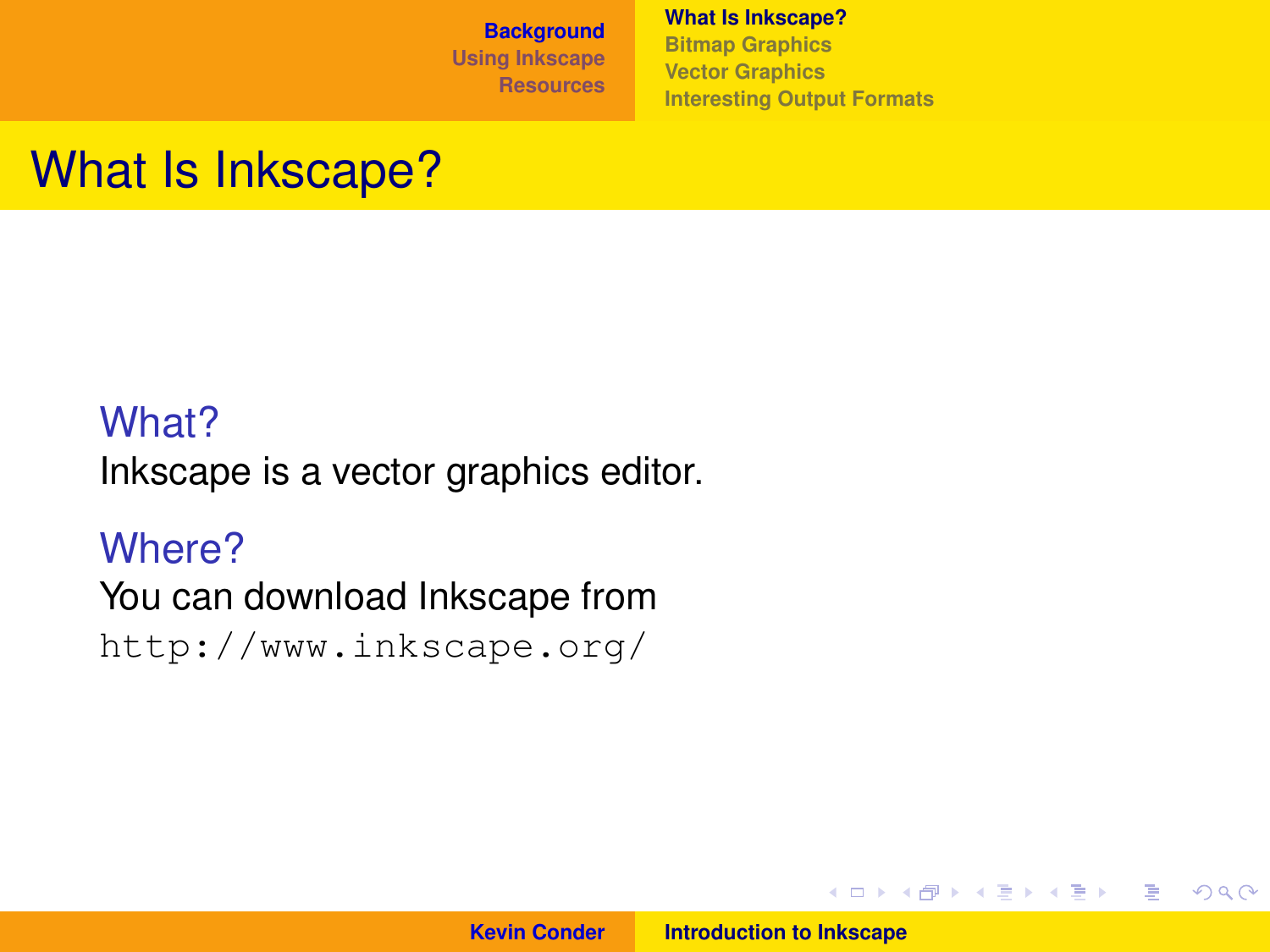# What Is Inkscape?

### What?

Inkscape is a vector graphics editor.

### Where?

You can download Inkscape from `http://www.inkscape.org/`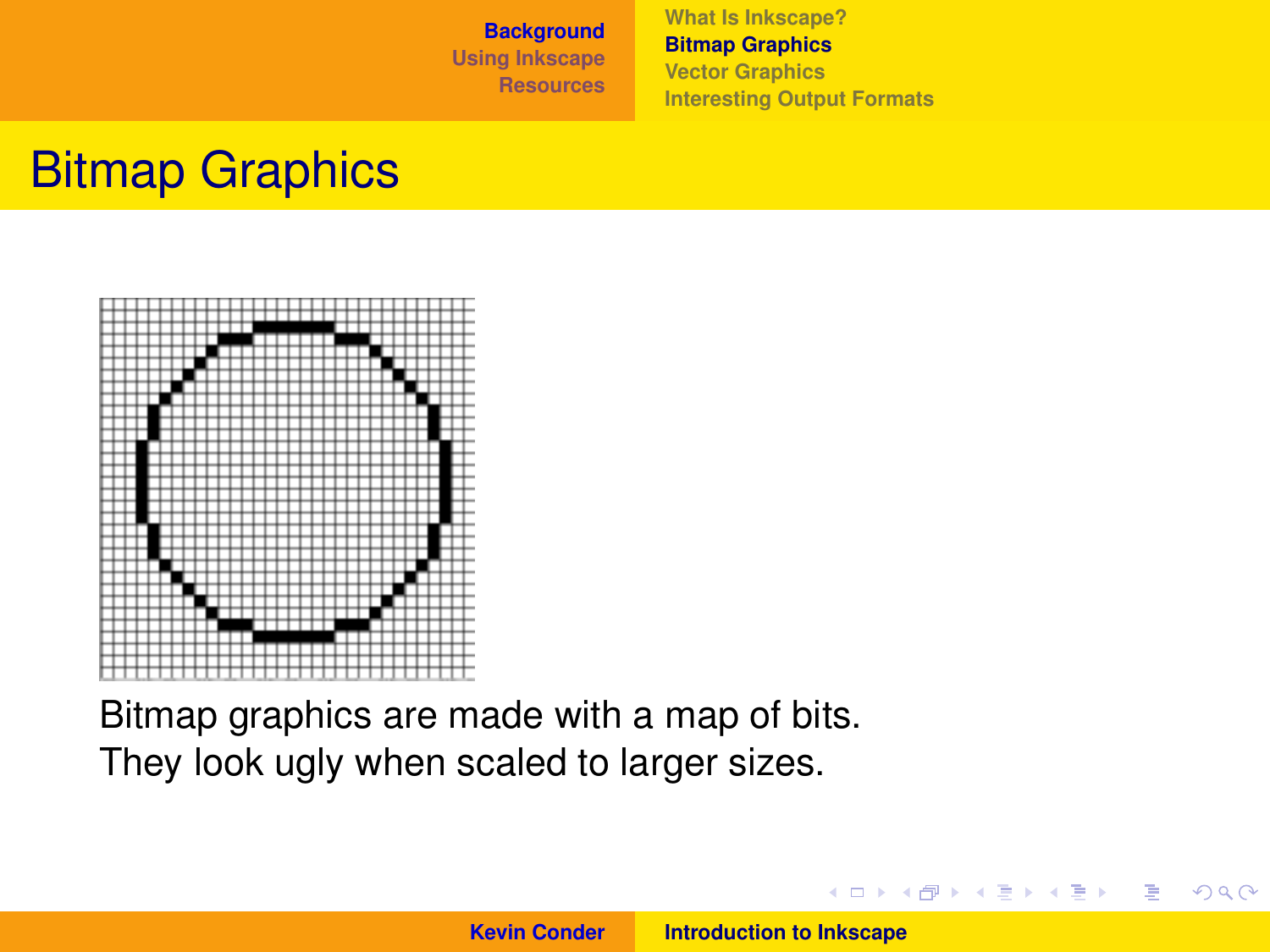# Bitmap Graphics

Bitmap graphics are made with a map of bits.
They look ugly when scaled to larger sizes.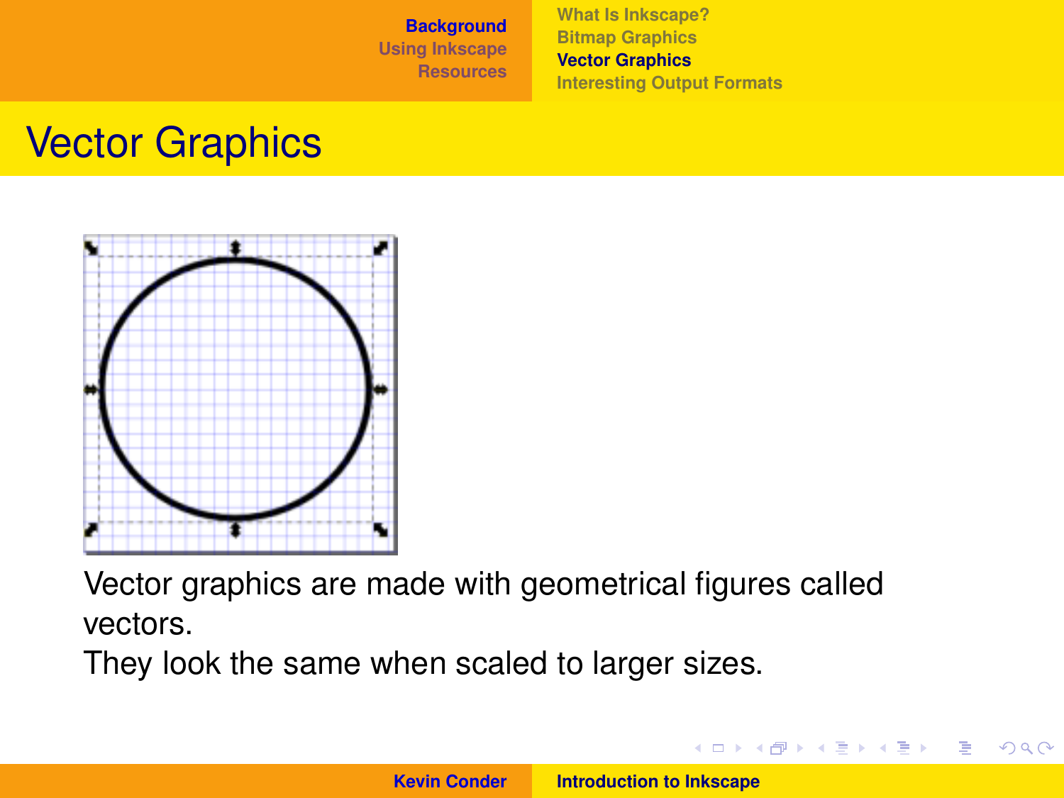# Vector Graphics

Vector graphics are made with geometrical figures called vectors.
They look the same when scaled to larger sizes.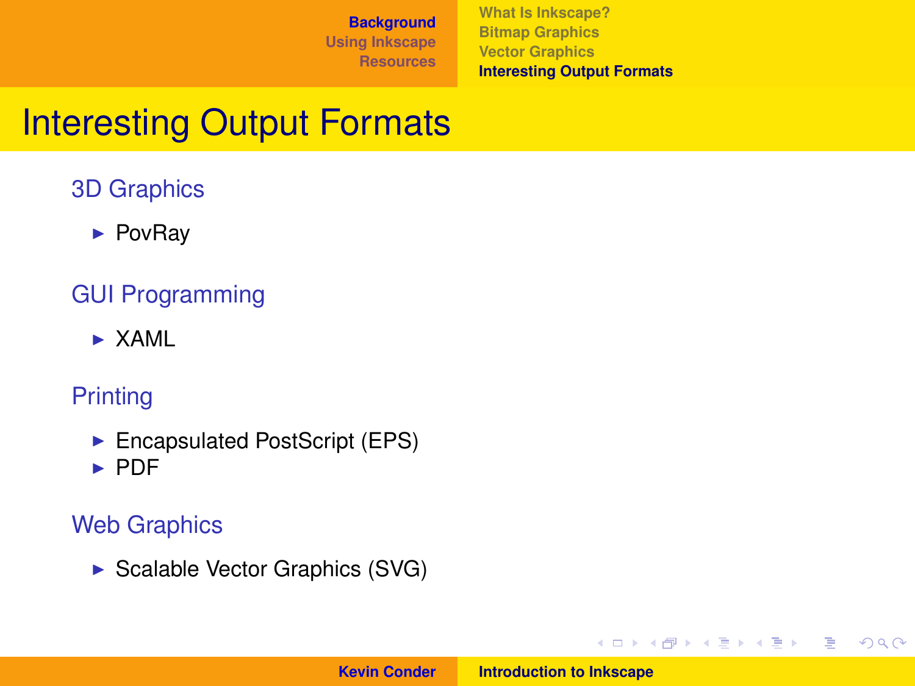# Interesting Output Formats

## 3D Graphics

- PovRay

## GUI Programming

- XAML

## Printing

- Encapsulated PostScript (EPS)
- PDF

## Web Graphics

- Scalable Vector Graphics (SVG)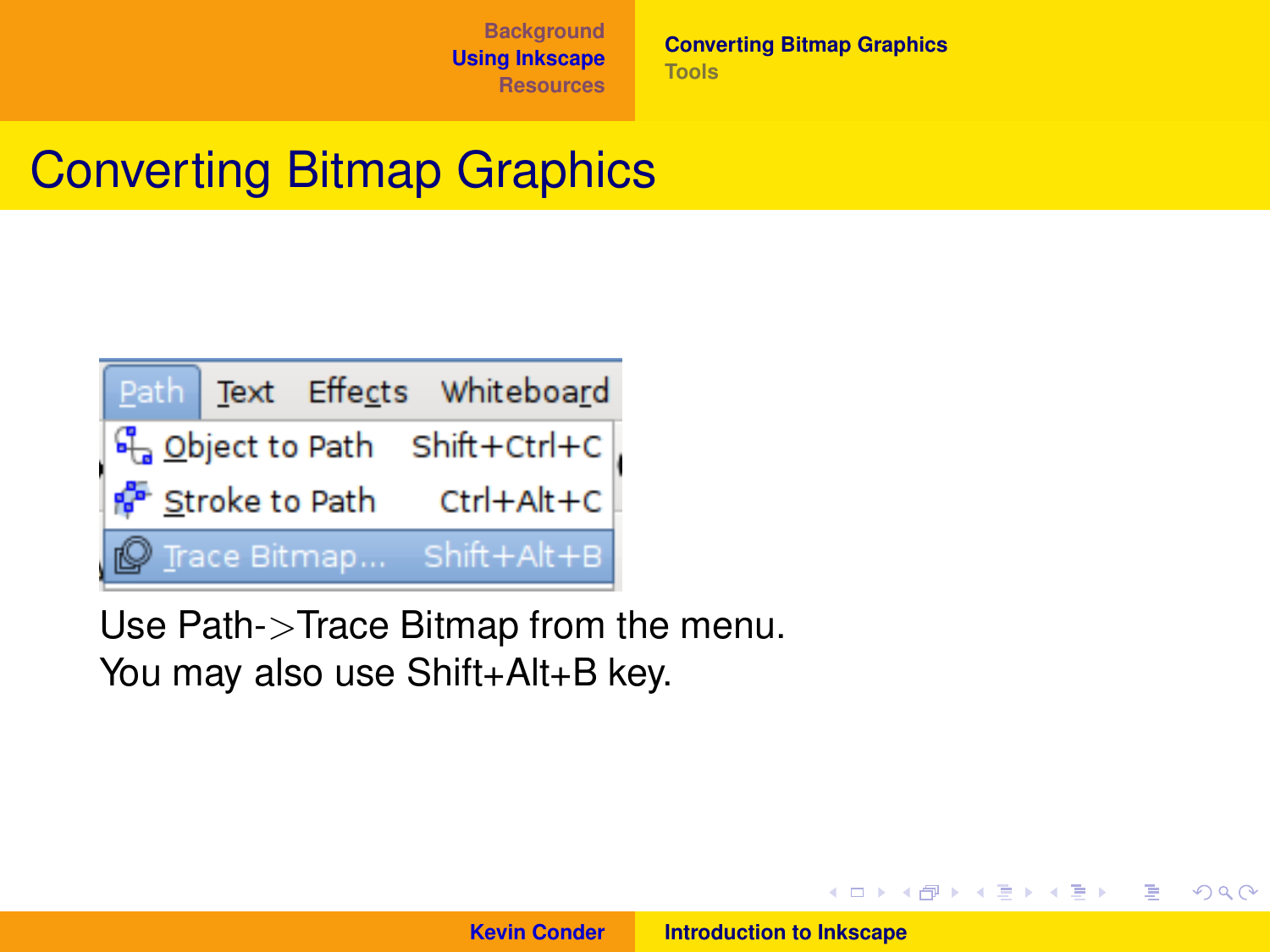# Converting Bitmap Graphics

Use Path->Trace Bitmap from the menu.
You may also use Shift+Alt+B key.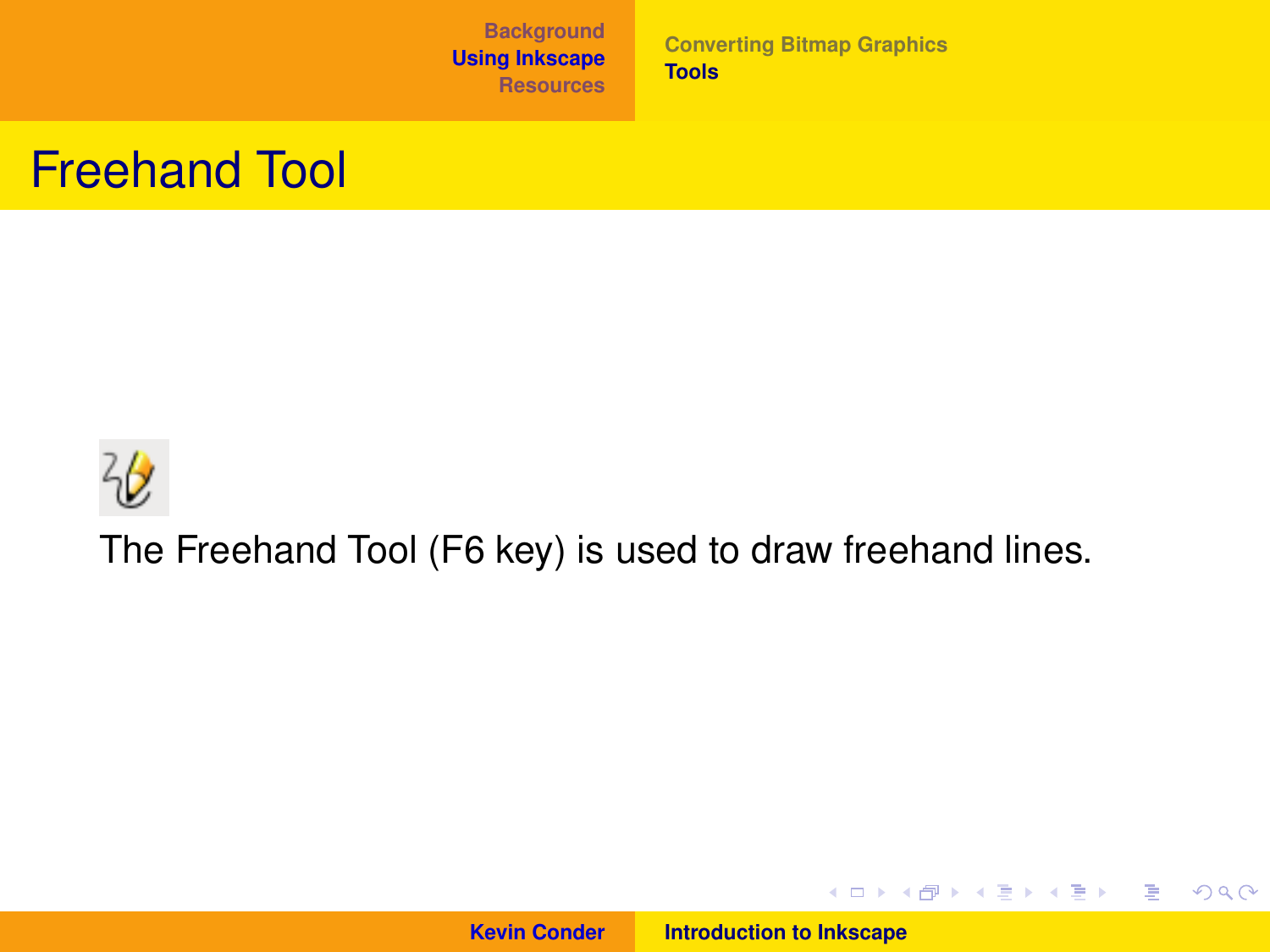# Freehand Tool

The Freehand Tool (F6 key) is used to draw freehand lines.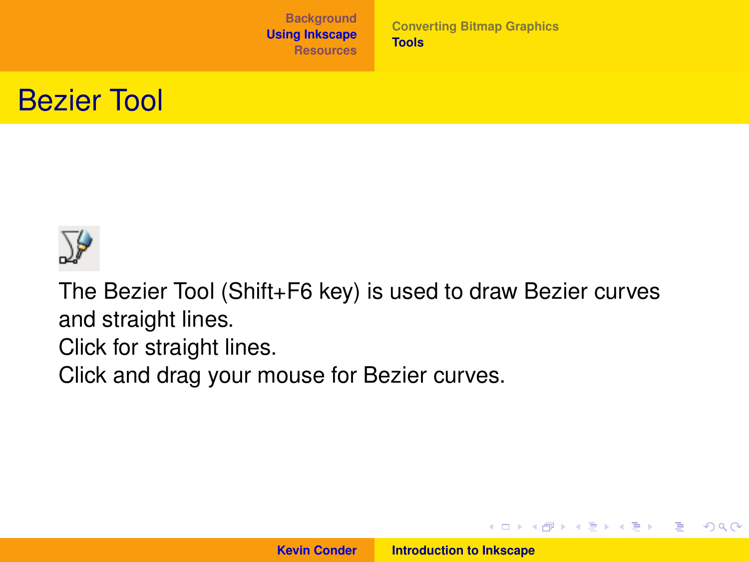# Bezier Tool

The Bezier Tool (Shift+F6 key) is used to draw Bezier curves and straight lines.
Click for straight lines.
Click and drag your mouse for Bezier curves.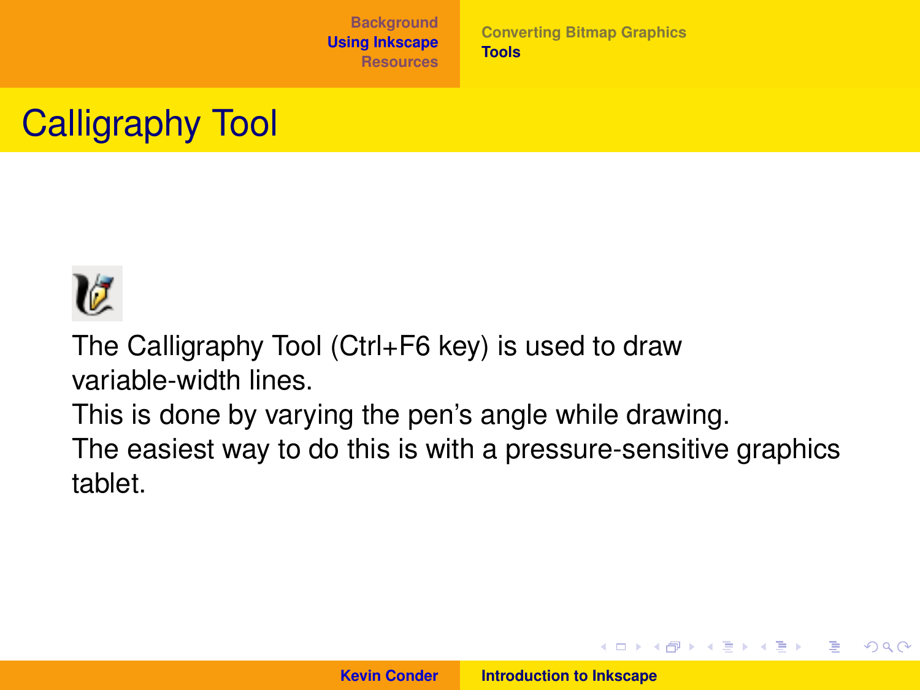# Calligraphy Tool

The Calligraphy Tool (Ctrl+F6 key) is used to draw variable-width lines.

This is done by varying the pen's angle while drawing.

The easiest way to do this is with a pressure-sensitive graphics tablet.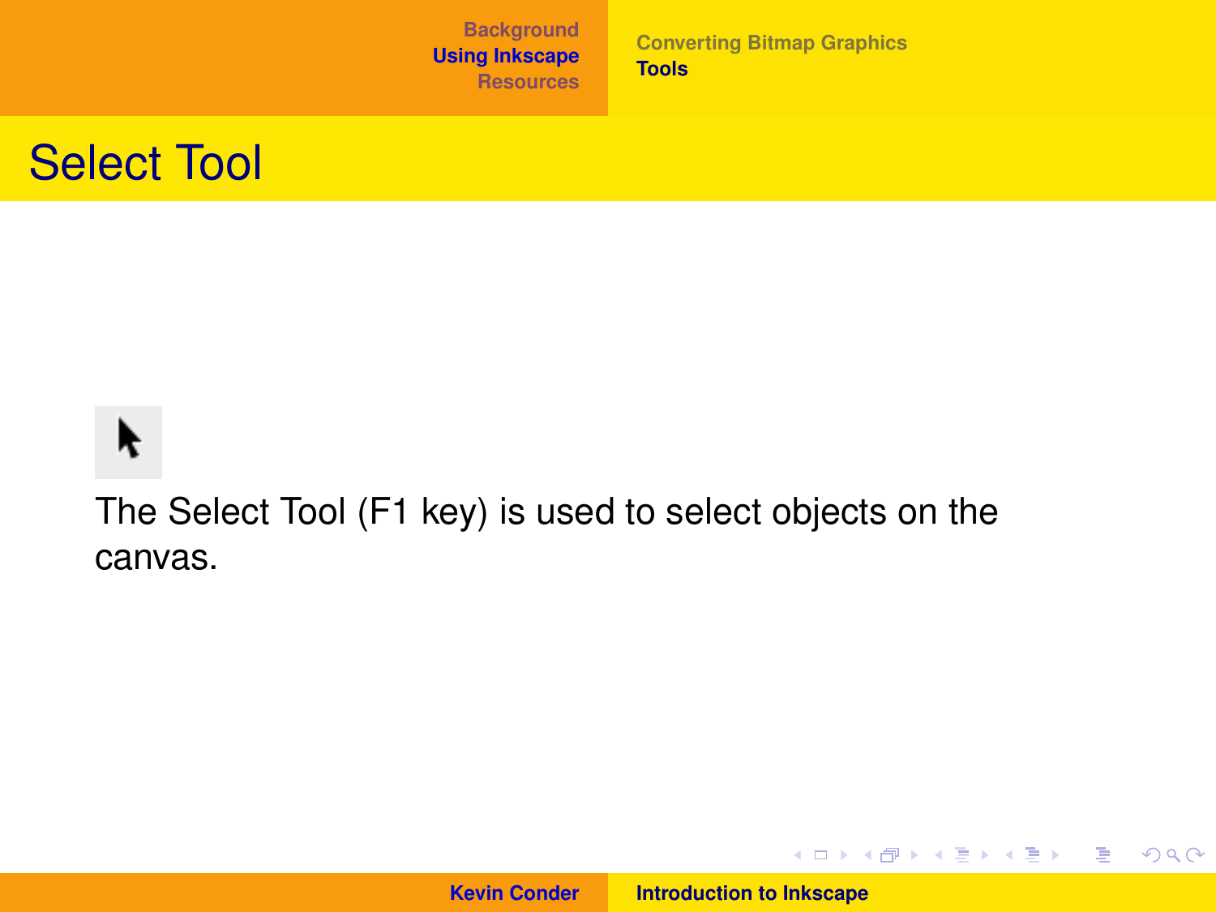# Select Tool

The Select Tool (F1 key) is used to select objects on the canvas.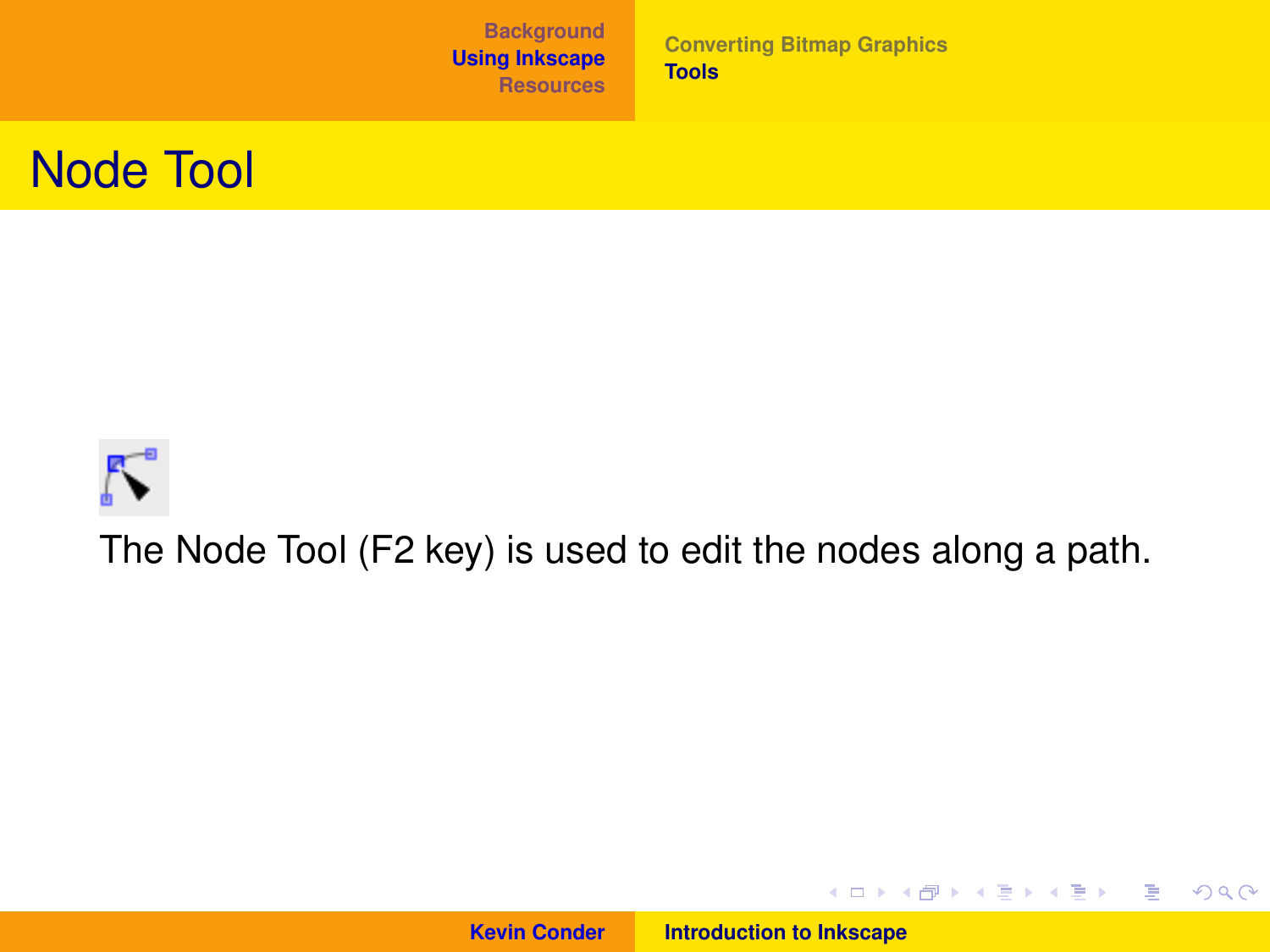# Node Tool

The Node Tool (F2 key) is used to edit the nodes along a path.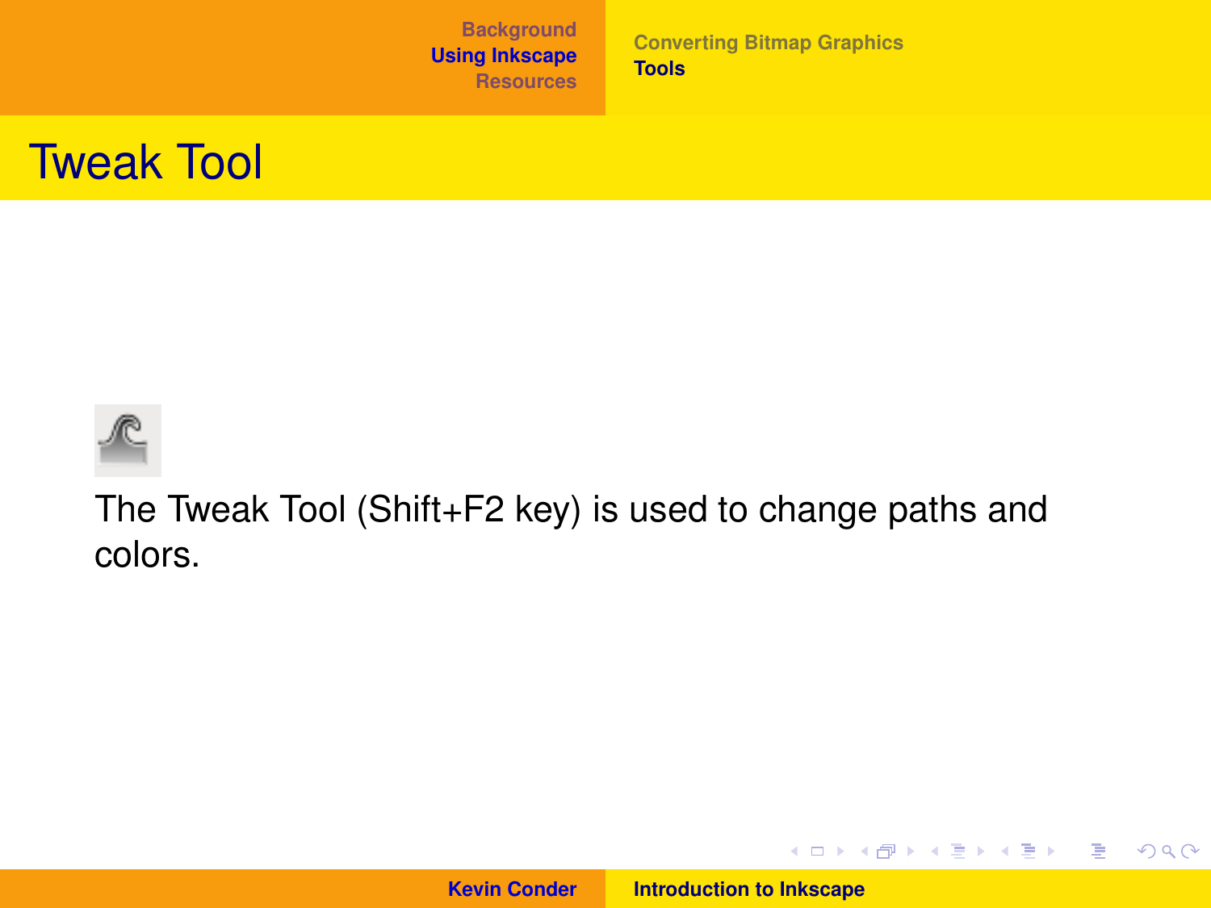# Tweak Tool

The Tweak Tool (Shift+F2 key) is used to change paths and colors.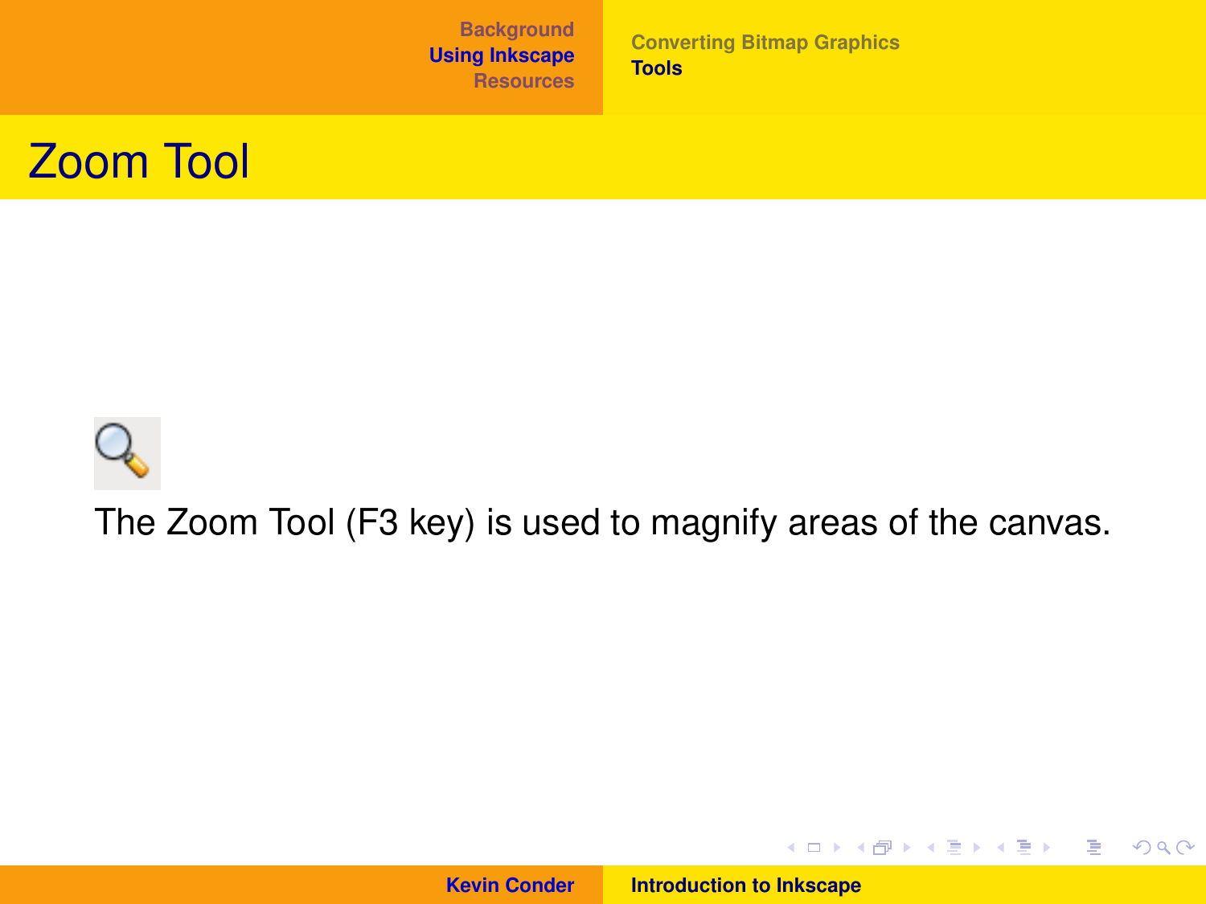# Zoom Tool

The Zoom Tool (F3 key) is used to magnify areas of the canvas.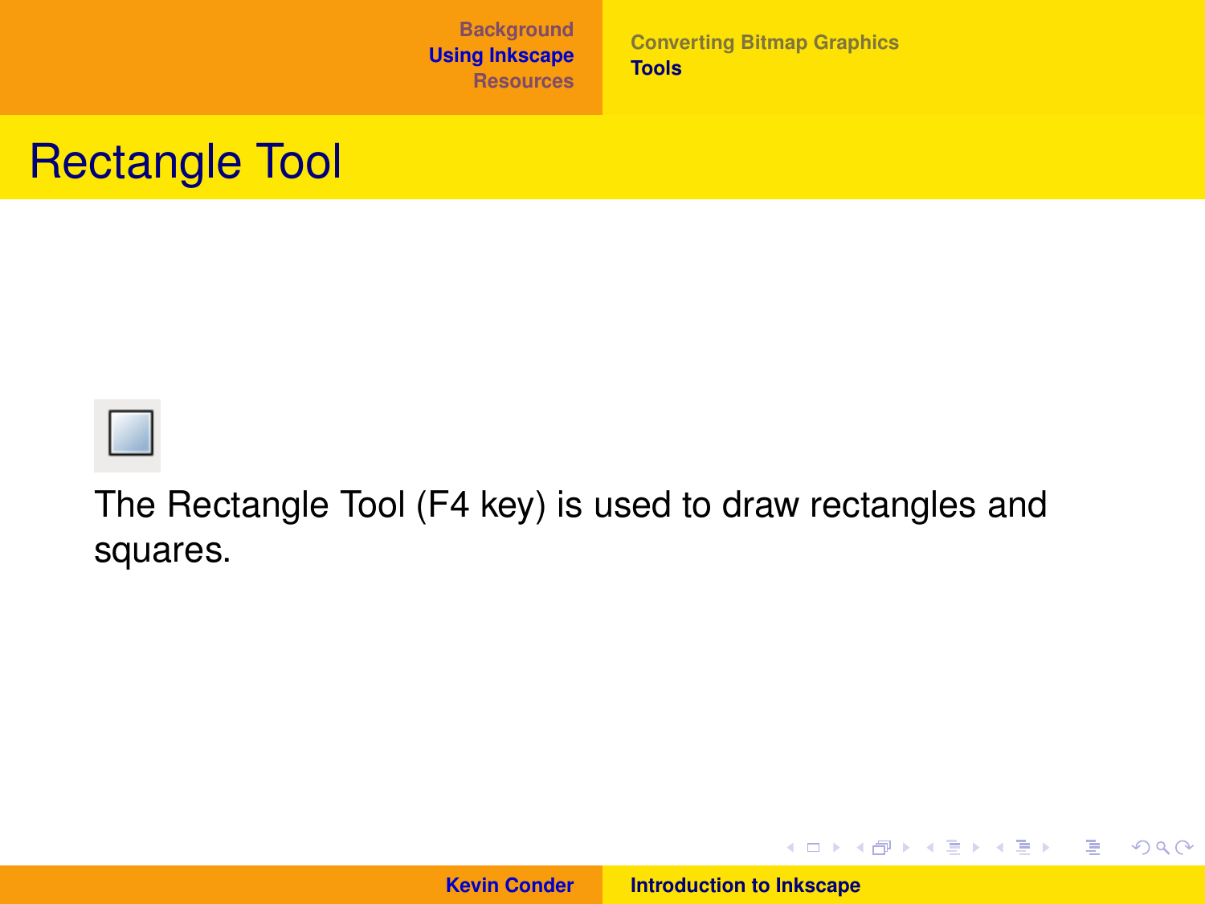# Rectangle Tool

The Rectangle Tool (F4 key) is used to draw rectangles and squares.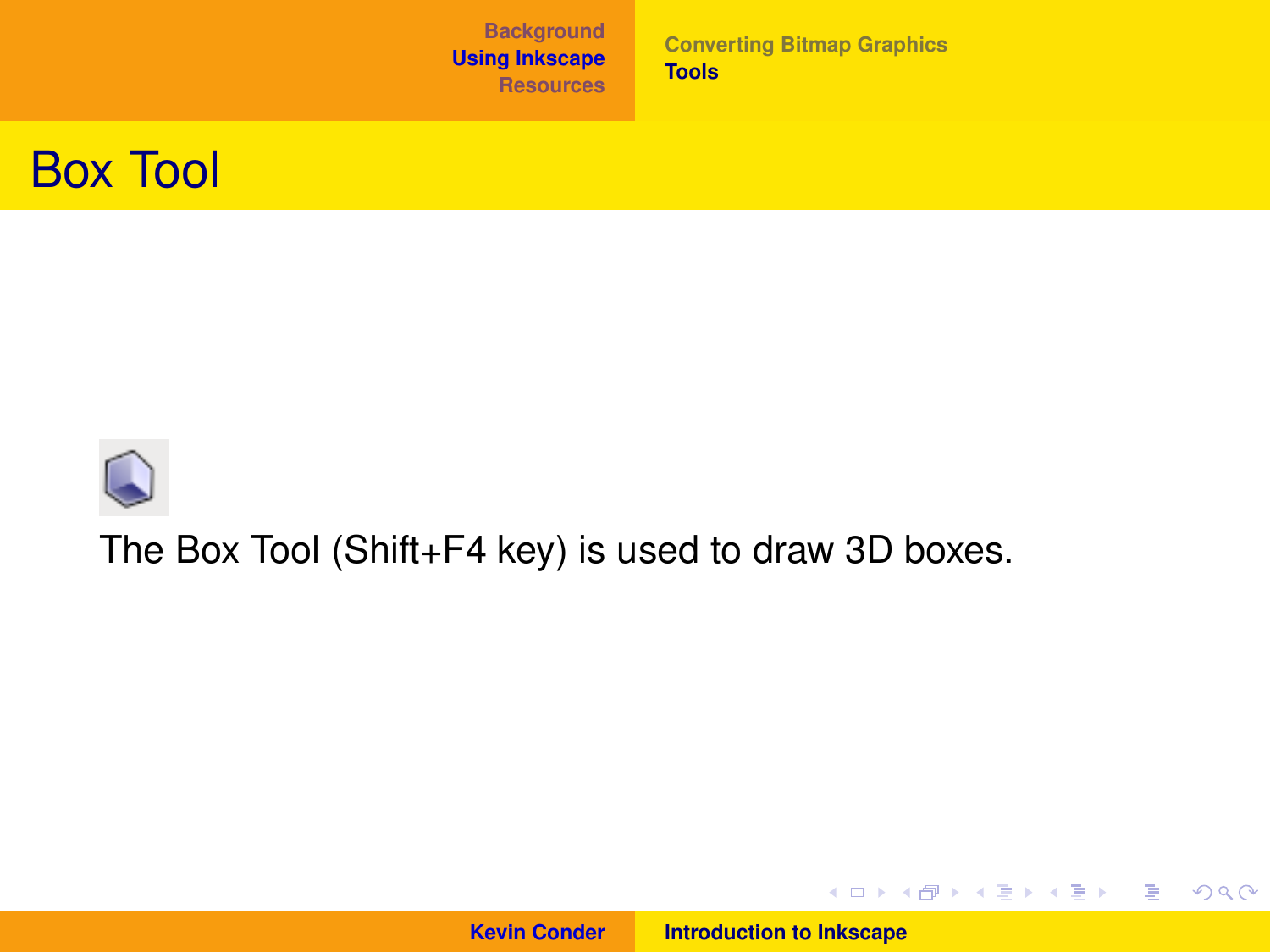# Box Tool

The Box Tool (Shift+F4 key) is used to draw 3D boxes.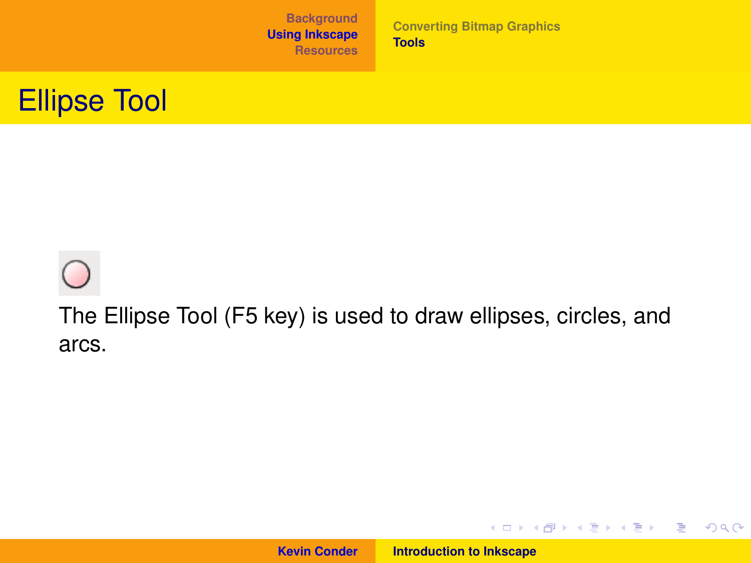# Ellipse Tool

The Ellipse Tool (F5 key) is used to draw ellipses, circles, and arcs.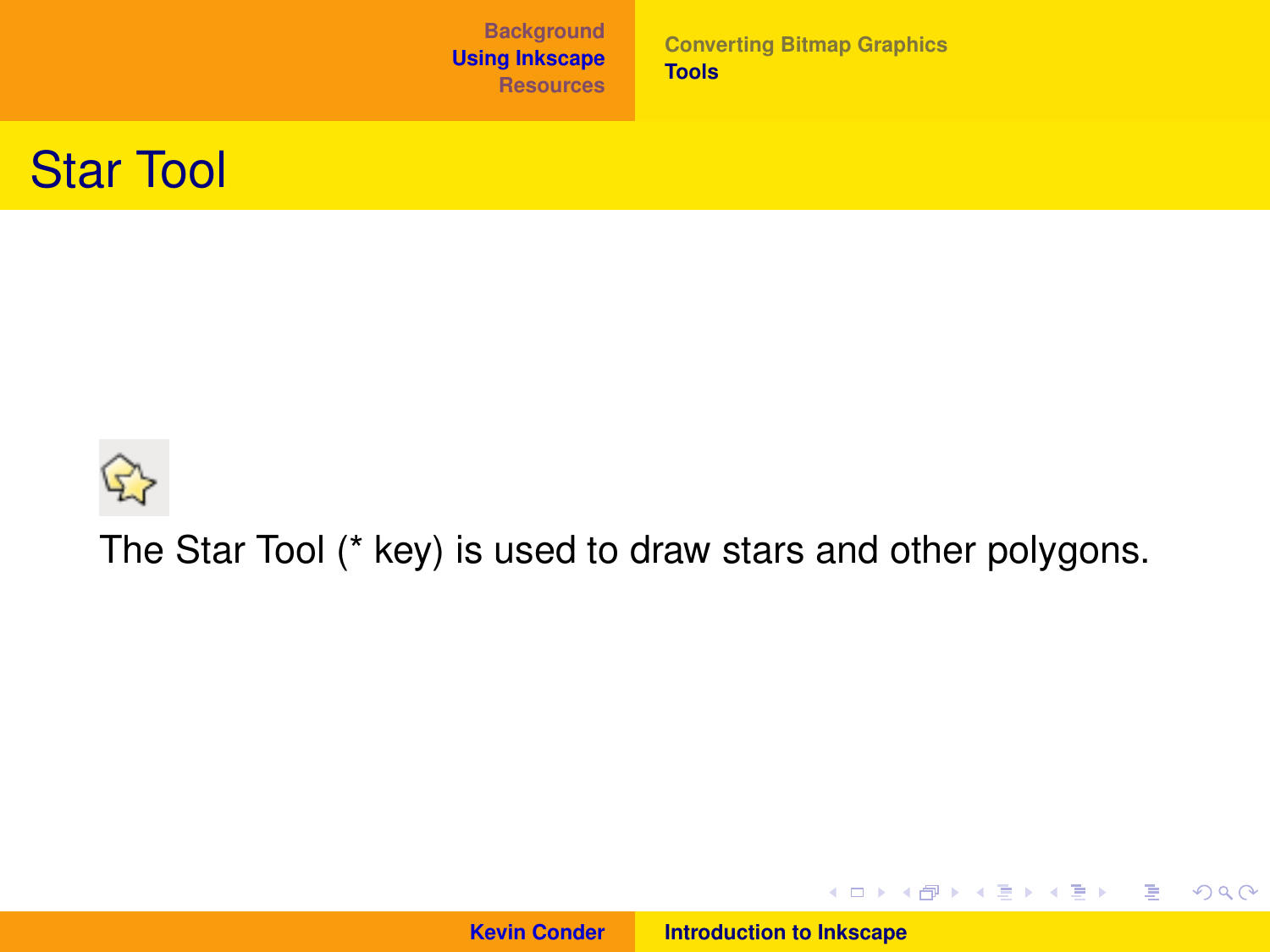# Star Tool

The Star Tool (* key) is used to draw stars and other polygons.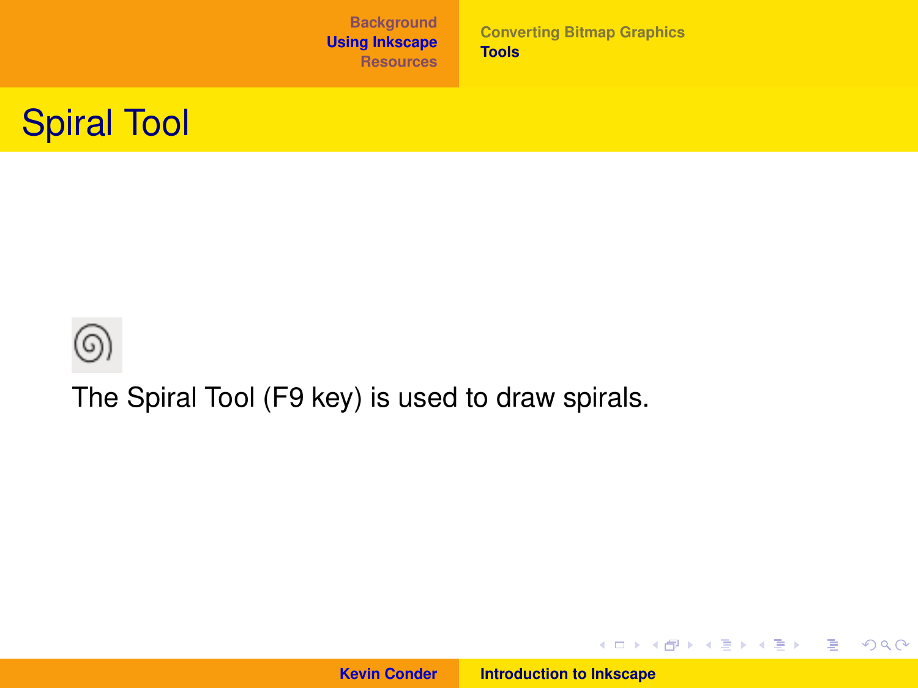# Spiral Tool

The Spiral Tool (F9 key) is used to draw spirals.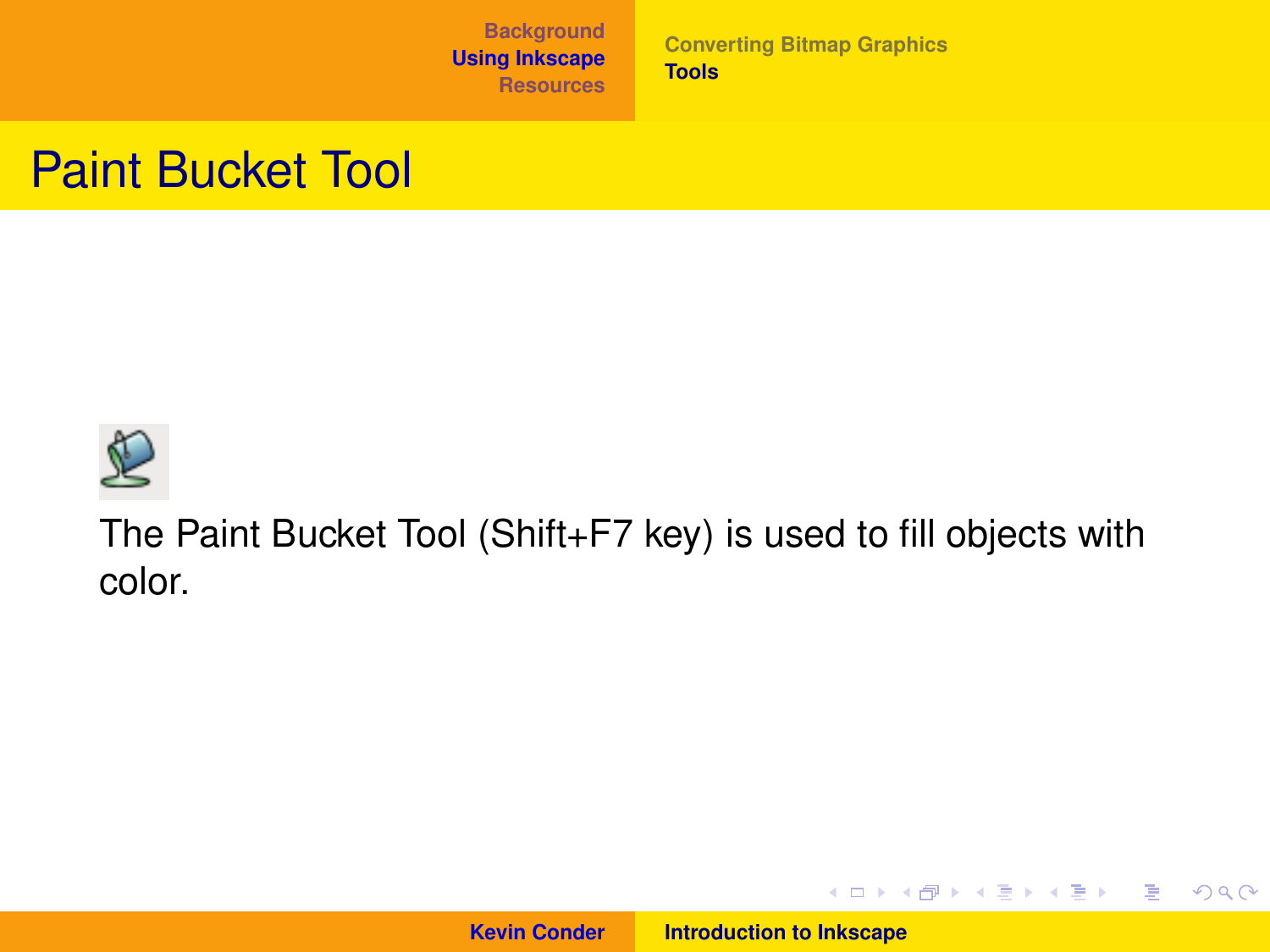# Paint Bucket Tool

The Paint Bucket Tool (Shift+F7 key) is used to fill objects with color.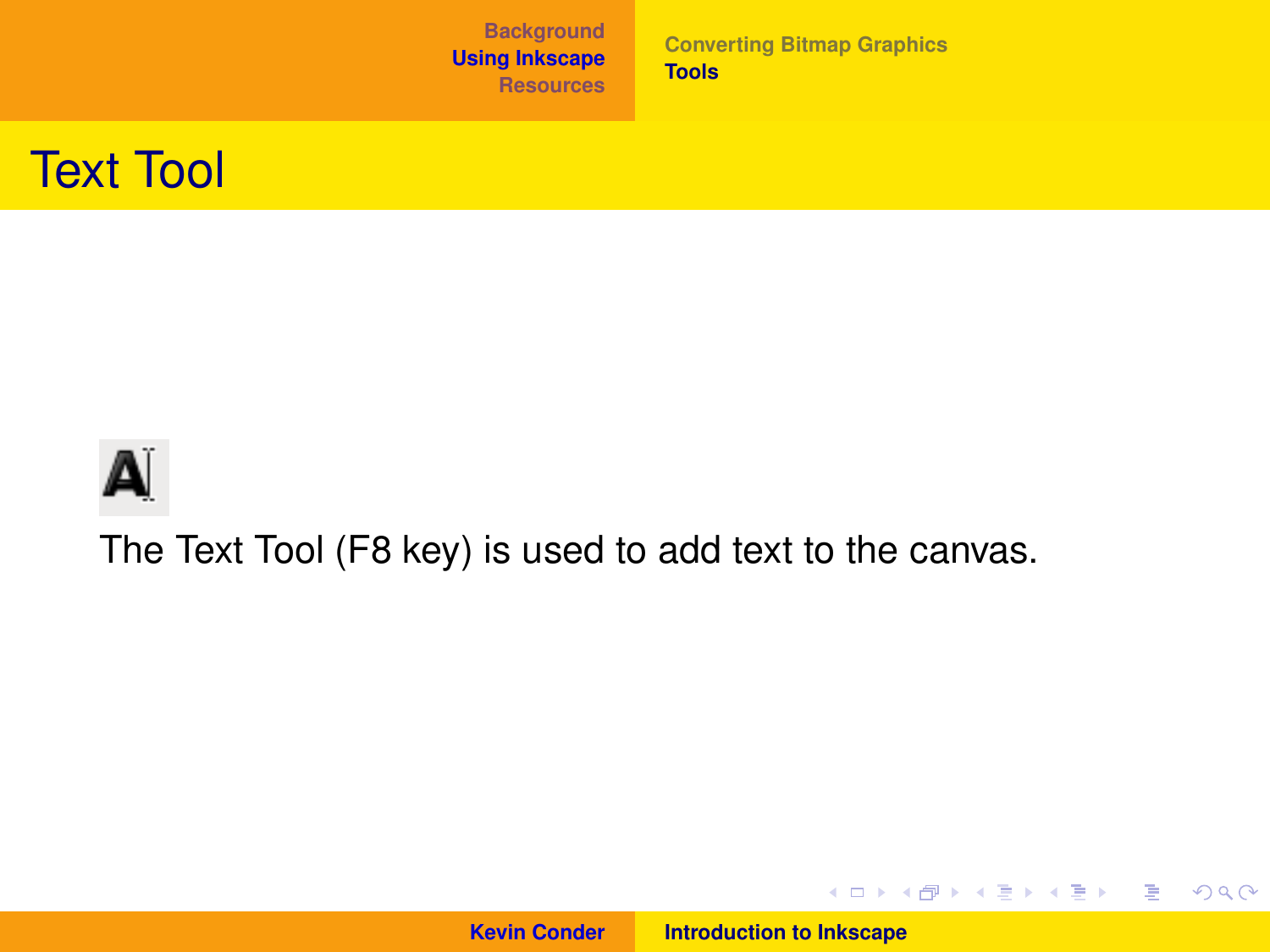# Text Tool

The Text Tool (F8 key) is used to add text to the canvas.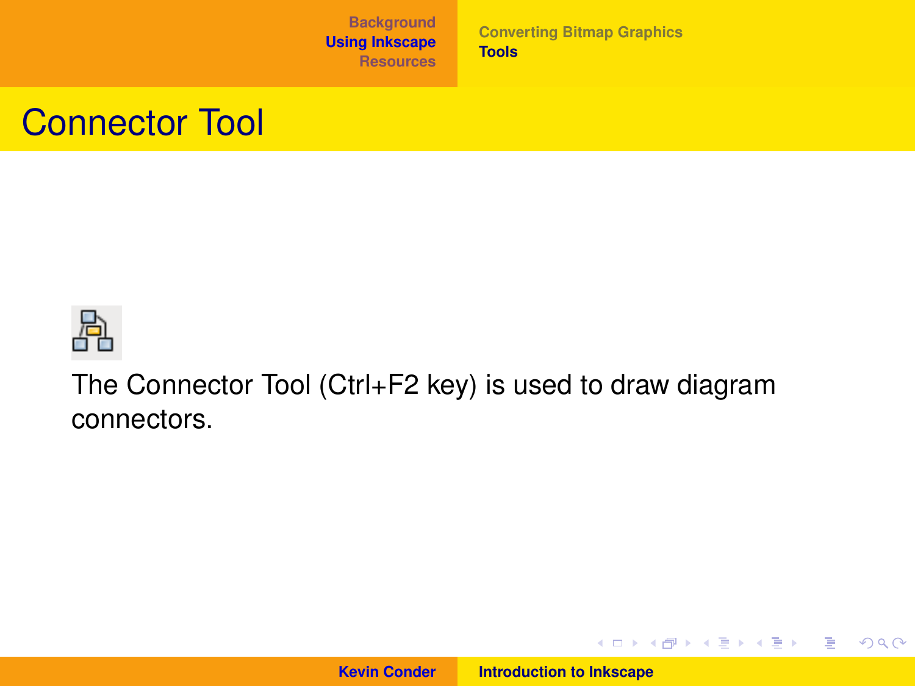# Connector Tool

The Connector Tool (Ctrl+F2 key) is used to draw diagram connectors.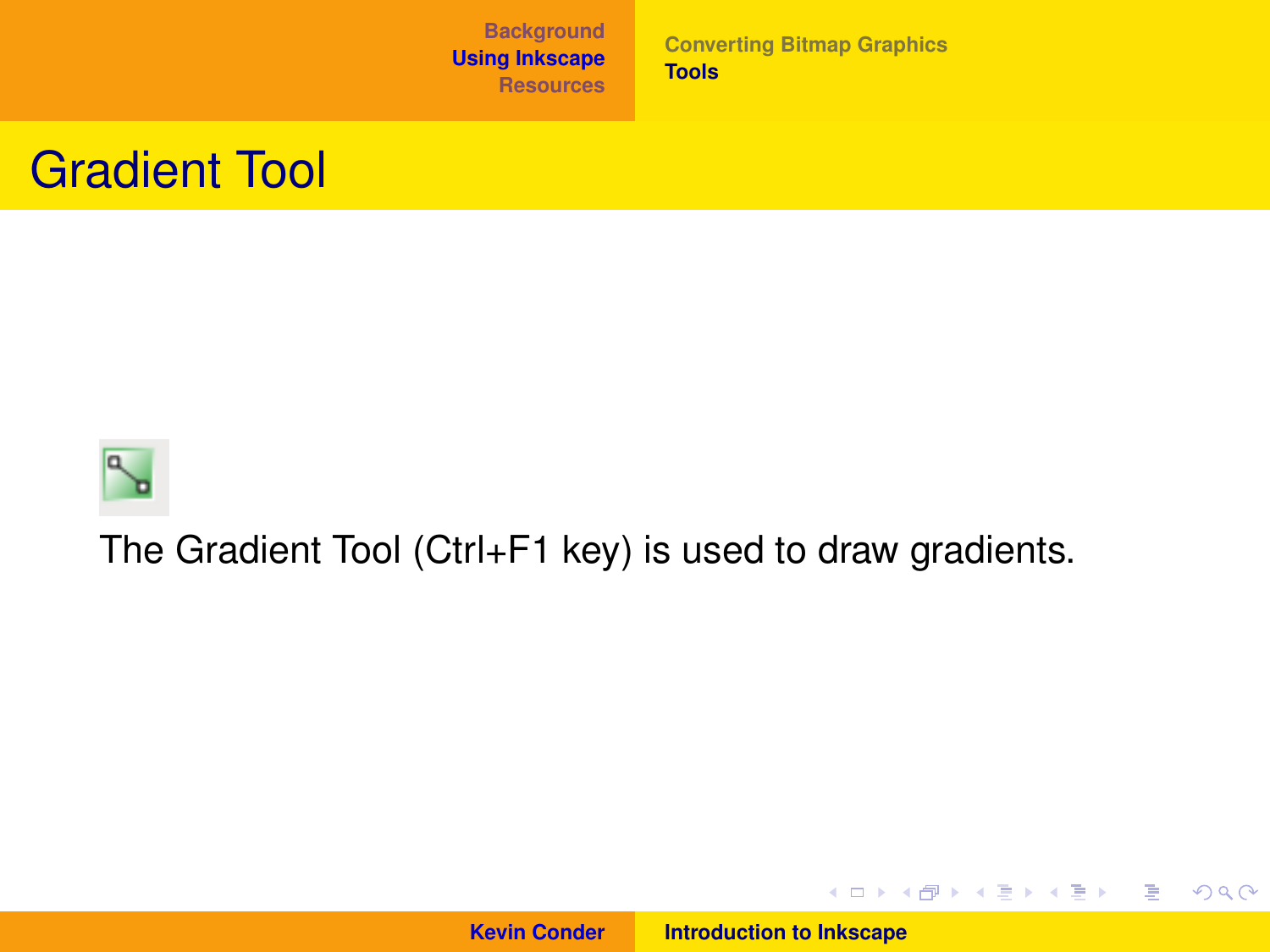# Gradient Tool

The Gradient Tool (Ctrl+F1 key) is used to draw gradients.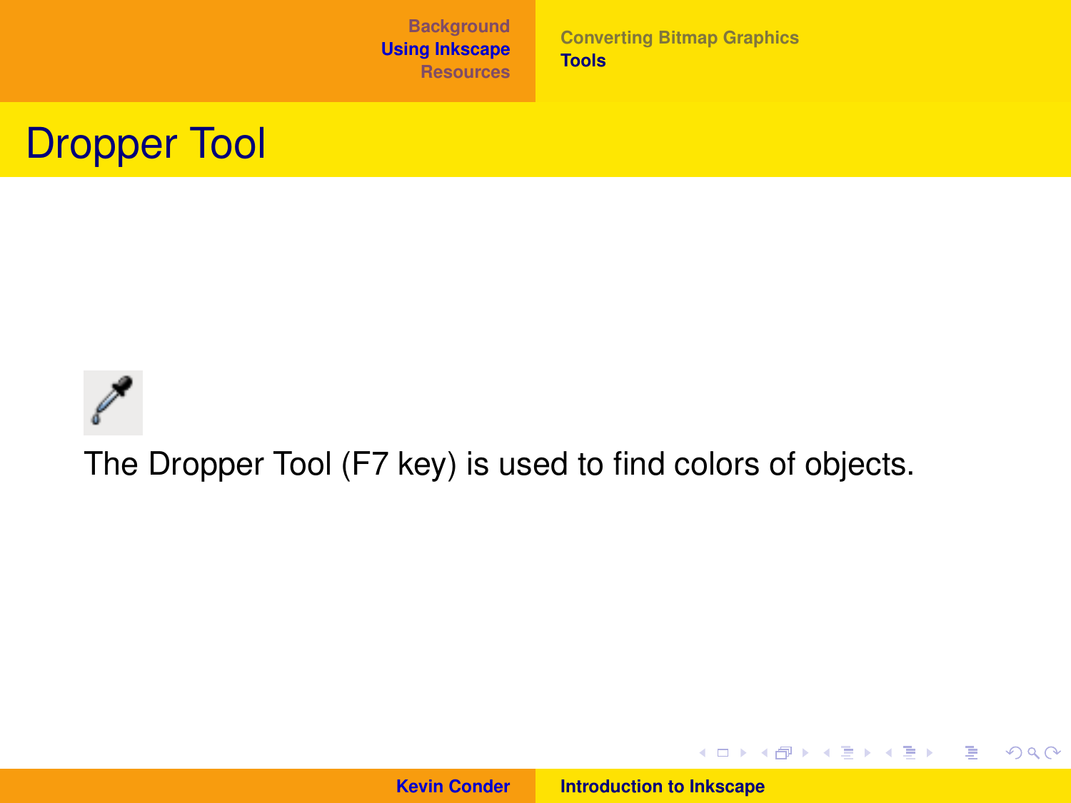# Dropper Tool

The Dropper Tool (F7 key) is used to find colors of objects.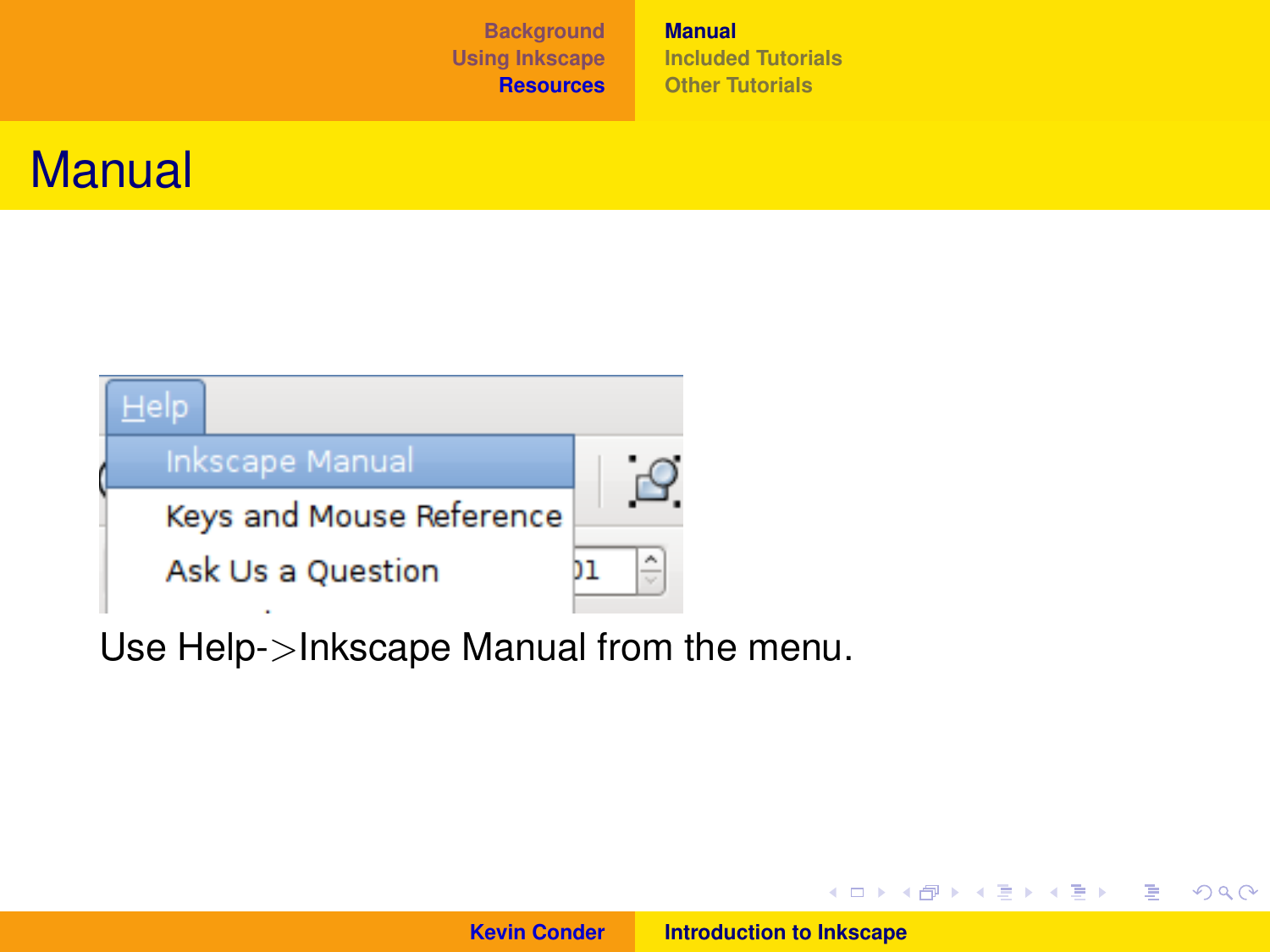# Manual

Use Help->Inkscape Manual from the menu.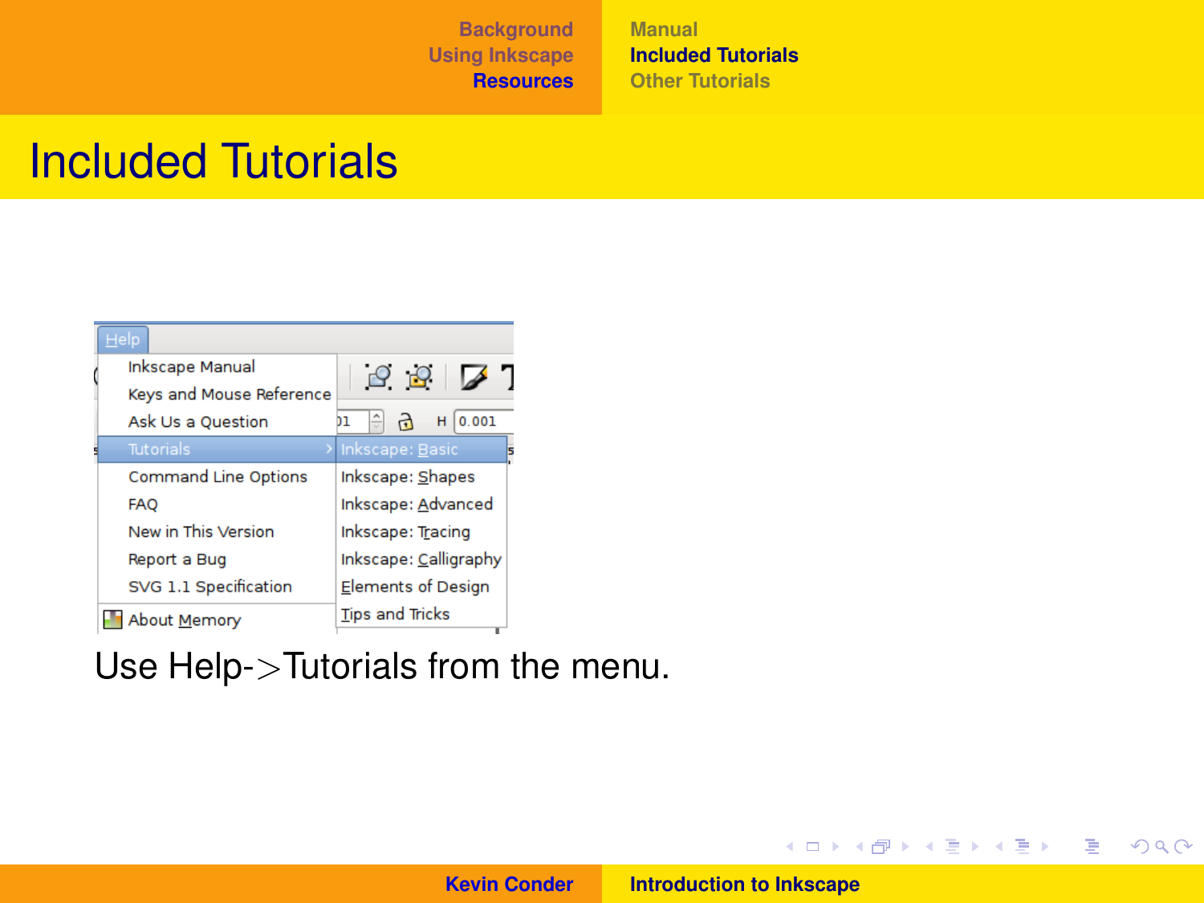# Included Tutorials

Help
- Inkscape Manual
- Keys and Mouse Reference
- Ask Us a Question
- Tutorials
  - Inkscape: Basic
  - Inkscape: Shapes
  - Inkscape: Advanced
  - Inkscape: Tracing
  - Inkscape: Calligraphy
  - Elements of Design
  - Tips and Tricks
- Command Line Options
- FAQ
- New in This Version
- Report a Bug
- SVG 1.1 Specification
- About Memory

Use Help->Tutorials from the menu.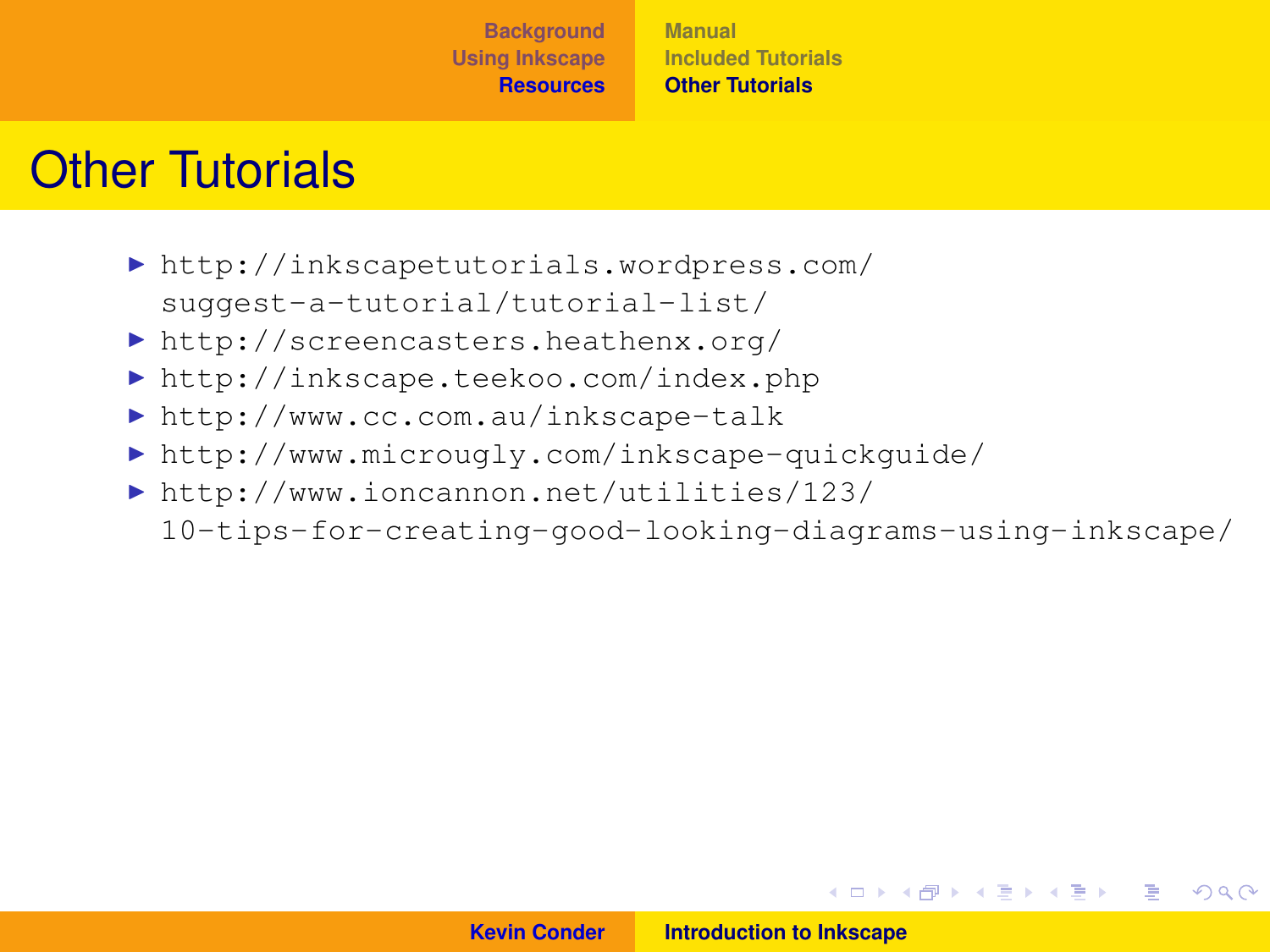# Other Tutorials

- http://inkscapetutorials.wordpress.com/suggest-a-tutorial/tutorial-list/
- http://screencasters.heathenx.org/
- http://inkscape.teekoo.com/index.php
- http://www.cc.com.au/inkscape-talk
- http://www.microugly.com/inkscape-quickguide/
- http://www.ioncannon.net/utilities/123/10-tips-for-creating-good-looking-diagrams-using-inkscape/